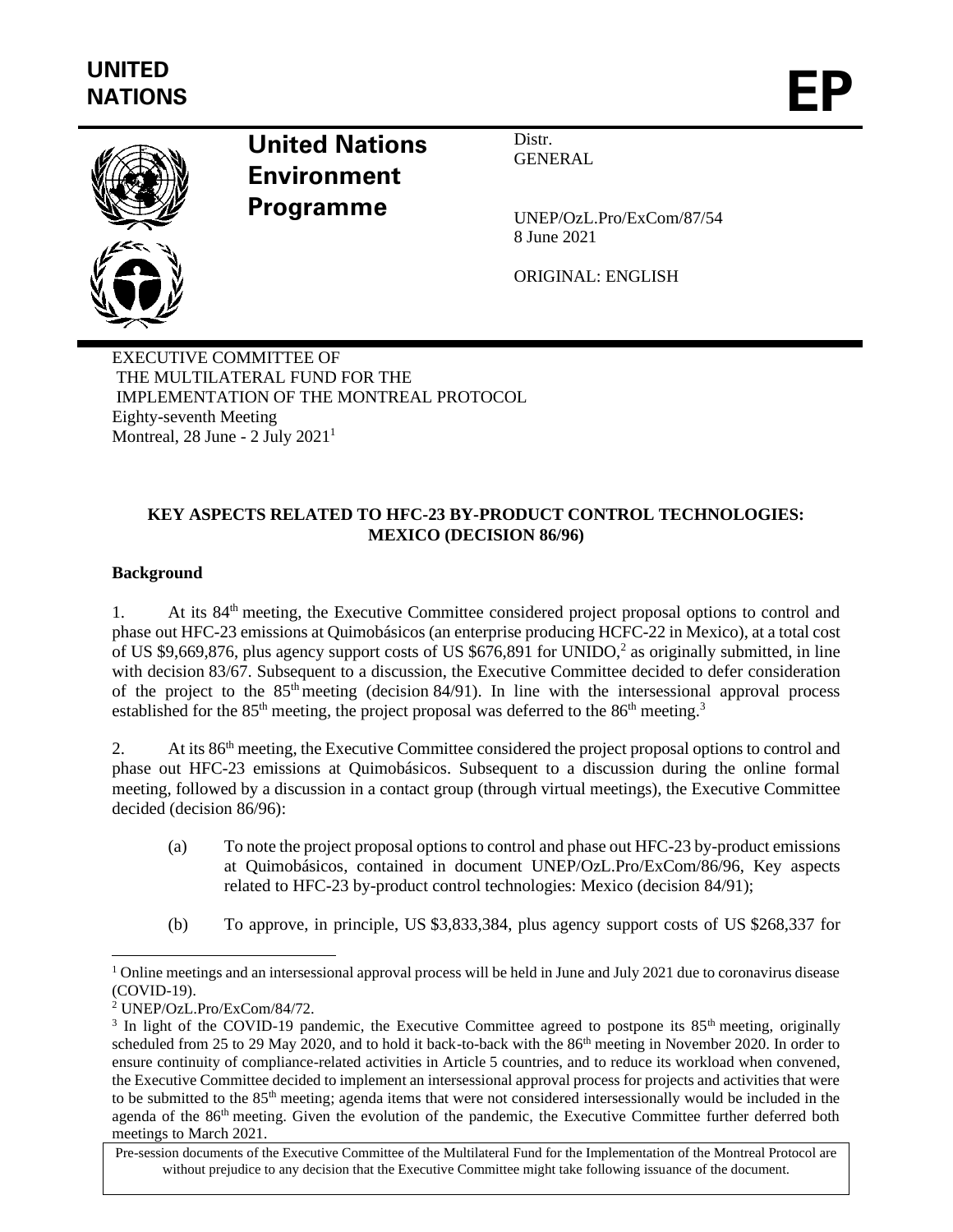UNITED NATIONS

EP

**United Nations Environment Programme**

Distr.
GENERAL

UNEP/OzL.Pro/ExCom/87/54
8 June 2021

ORIGINAL: ENGLISH

EXECUTIVE COMMITTEE OF
THE MULTILATERAL FUND FOR THE
IMPLEMENTATION OF THE MONTREAL PROTOCOL
Eighty-seventh Meeting
Montreal, 28 June - 2 July 2021[1]

## KEY ASPECTS RELATED TO HFC-23 BY-PRODUCT CONTROL TECHNOLOGIES: MEXICO (DECISION 86/96)

### Background

1. At its 84th meeting, the Executive Committee considered project proposal options to control and phase out HFC-23 emissions at Quimobásicos (an enterprise producing HCFC-22 in Mexico), at a total cost of US $9,669,876, plus agency support costs of US $676,891 for UNIDO,[2] as originally submitted, in line with decision 83/67. Subsequent to a discussion, the Executive Committee decided to defer consideration of the project to the 85th meeting (decision 84/91). In line with the intersessional approval process established for the 85th meeting, the project proposal was deferred to the 86th meeting.[3]

2. At its 86th meeting, the Executive Committee considered the project proposal options to control and phase out HFC-23 emissions at Quimobásicos. Subsequent to a discussion during the online formal meeting, followed by a discussion in a contact group (through virtual meetings), the Executive Committee decided (decision 86/96):

   (a) To note the project proposal options to control and phase out HFC-23 by-product emissions at Quimobásicos, contained in document UNEP/OzL.Pro/ExCom/86/96, Key aspects related to HFC-23 by-product control technologies: Mexico (decision 84/91);

   (b) To approve, in principle, US $3,833,384, plus agency support costs of US $268,337 for

---

[1] Online meetings and an intersessional approval process will be held in June and July 2021 due to coronavirus disease (COVID-19).

[2] UNEP/OzL.Pro/ExCom/84/72.

[3] In light of the COVID-19 pandemic, the Executive Committee agreed to postpone its 85th meeting, originally scheduled from 25 to 29 May 2020, and to hold it back-to-back with the 86th meeting in November 2020. In order to ensure continuity of compliance-related activities in Article 5 countries, and to reduce its workload when convened, the Executive Committee decided to implement an intersessional approval process for projects and activities that were to be submitted to the 85th meeting; agenda items that were not considered intersessionally would be included in the agenda of the 86th meeting. Given the evolution of the pandemic, the Executive Committee further deferred both meetings to March 2021.

Pre-session documents of the Executive Committee of the Multilateral Fund for the Implementation of the Montreal Protocol are without prejudice to any decision that the Executive Committee might take following issuance of the document.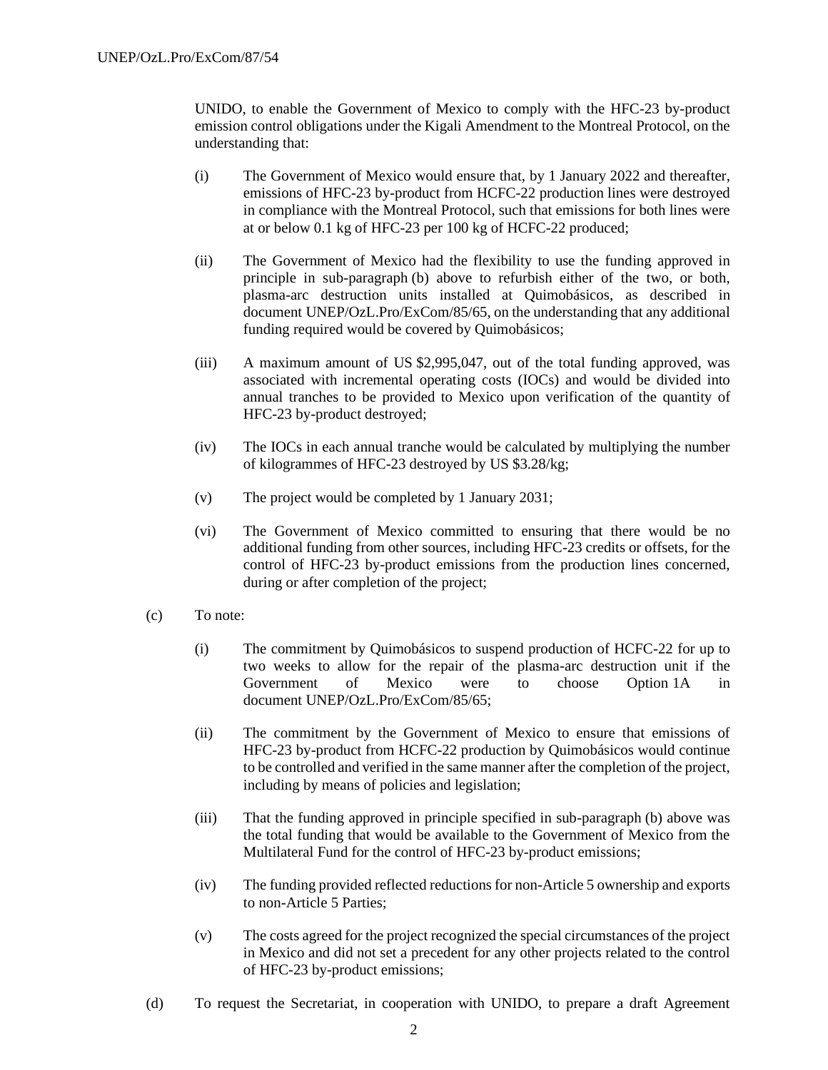UNIDO, to enable the Government of Mexico to comply with the HFC-23 by-product emission control obligations under the Kigali Amendment to the Montreal Protocol, on the understanding that:

(i) The Government of Mexico would ensure that, by 1 January 2022 and thereafter, emissions of HFC-23 by-product from HCFC-22 production lines were destroyed in compliance with the Montreal Protocol, such that emissions for both lines were at or below 0.1 kg of HFC-23 per 100 kg of HCFC-22 produced;

(ii) The Government of Mexico had the flexibility to use the funding approved in principle in sub-paragraph (b) above to refurbish either of the two, or both, plasma-arc destruction units installed at Quimobásicos, as described in document UNEP/OzL.Pro/ExCom/85/65, on the understanding that any additional funding required would be covered by Quimobásicos;

(iii) A maximum amount of US $2,995,047, out of the total funding approved, was associated with incremental operating costs (IOCs) and would be divided into annual tranches to be provided to Mexico upon verification of the quantity of HFC-23 by-product destroyed;

(iv) The IOCs in each annual tranche would be calculated by multiplying the number of kilogrammes of HFC-23 destroyed by US $3.28/kg;

(v) The project would be completed by 1 January 2031;

(vi) The Government of Mexico committed to ensuring that there would be no additional funding from other sources, including HFC-23 credits or offsets, for the control of HFC-23 by-product emissions from the production lines concerned, during or after completion of the project;

(c) To note:

(i) The commitment by Quimobásicos to suspend production of HCFC-22 for up to two weeks to allow for the repair of the plasma-arc destruction unit if the Government of Mexico were to choose Option 1A in document UNEP/OzL.Pro/ExCom/85/65;

(ii) The commitment by the Government of Mexico to ensure that emissions of HFC-23 by-product from HCFC-22 production by Quimobásicos would continue to be controlled and verified in the same manner after the completion of the project, including by means of policies and legislation;

(iii) That the funding approved in principle specified in sub-paragraph (b) above was the total funding that would be available to the Government of Mexico from the Multilateral Fund for the control of HFC-23 by-product emissions;

(iv) The funding provided reflected reductions for non-Article 5 ownership and exports to non-Article 5 Parties;

(v) The costs agreed for the project recognized the special circumstances of the project in Mexico and did not set a precedent for any other projects related to the control of HFC-23 by-product emissions;

(d) To request the Secretariat, in cooperation with UNIDO, to prepare a draft Agreement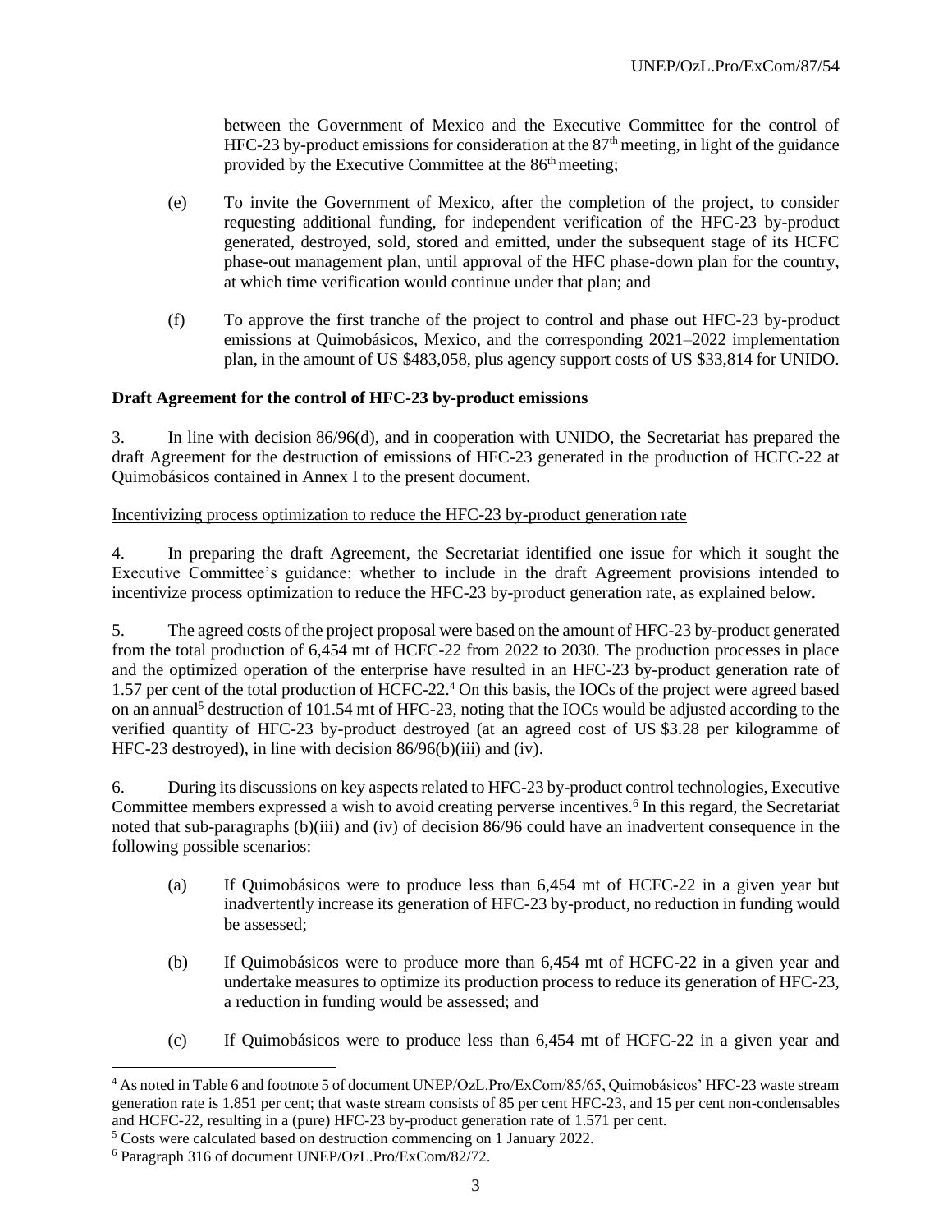between the Government of Mexico and the Executive Committee for the control of HFC-23 by-product emissions for consideration at the 87th meeting, in light of the guidance provided by the Executive Committee at the 86th meeting;

(e) To invite the Government of Mexico, after the completion of the project, to consider requesting additional funding, for independent verification of the HFC-23 by-product generated, destroyed, sold, stored and emitted, under the subsequent stage of its HCFC phase-out management plan, until approval of the HFC phase-down plan for the country, at which time verification would continue under that plan; and

(f) To approve the first tranche of the project to control and phase out HFC-23 by-product emissions at Quimobásicos, Mexico, and the corresponding 2021–2022 implementation plan, in the amount of US $483,058, plus agency support costs of US $33,814 for UNIDO.

**Draft Agreement for the control of HFC-23 by-product emissions**

3. In line with decision 86/96(d), and in cooperation with UNIDO, the Secretariat has prepared the draft Agreement for the destruction of emissions of HFC-23 generated in the production of HCFC-22 at Quimobásicos contained in Annex I to the present document.

<u>Incentivizing process optimization to reduce the HFC-23 by-product generation rate</u>

4. In preparing the draft Agreement, the Secretariat identified one issue for which it sought the Executive Committee's guidance: whether to include in the draft Agreement provisions intended to incentivize process optimization to reduce the HFC-23 by-product generation rate, as explained below.

5. The agreed costs of the project proposal were based on the amount of HFC-23 by-product generated from the total production of 6,454 mt of HCFC-22 from 2022 to 2030. The production processes in place and the optimized operation of the enterprise have resulted in an HFC-23 by-product generation rate of 1.57 per cent of the total production of HCFC-22.[4] On this basis, the IOCs of the project were agreed based on an annual[5] destruction of 101.54 mt of HFC-23, noting that the IOCs would be adjusted according to the verified quantity of HFC-23 by-product destroyed (at an agreed cost of US $3.28 per kilogramme of HFC-23 destroyed), in line with decision 86/96(b)(iii) and (iv).

6. During its discussions on key aspects related to HFC-23 by-product control technologies, Executive Committee members expressed a wish to avoid creating perverse incentives.[6] In this regard, the Secretariat noted that sub-paragraphs (b)(iii) and (iv) of decision 86/96 could have an inadvertent consequence in the following possible scenarios:

(a) If Quimobásicos were to produce less than 6,454 mt of HCFC-22 in a given year but inadvertently increase its generation of HFC-23 by-product, no reduction in funding would be assessed;

(b) If Quimobásicos were to produce more than 6,454 mt of HCFC-22 in a given year and undertake measures to optimize its production process to reduce its generation of HFC-23, a reduction in funding would be assessed; and

(c) If Quimobásicos were to produce less than 6,454 mt of HCFC-22 in a given year and

---

[4] As noted in Table 6 and footnote 5 of document UNEP/OzL.Pro/ExCom/85/65, Quimobásicos' HFC-23 waste stream generation rate is 1.851 per cent; that waste stream consists of 85 per cent HFC-23, and 15 per cent non-condensables and HCFC-22, resulting in a (pure) HFC-23 by-product generation rate of 1.571 per cent.

[5] Costs were calculated based on destruction commencing on 1 January 2022.

[6] Paragraph 316 of document UNEP/OzL.Pro/ExCom/82/72.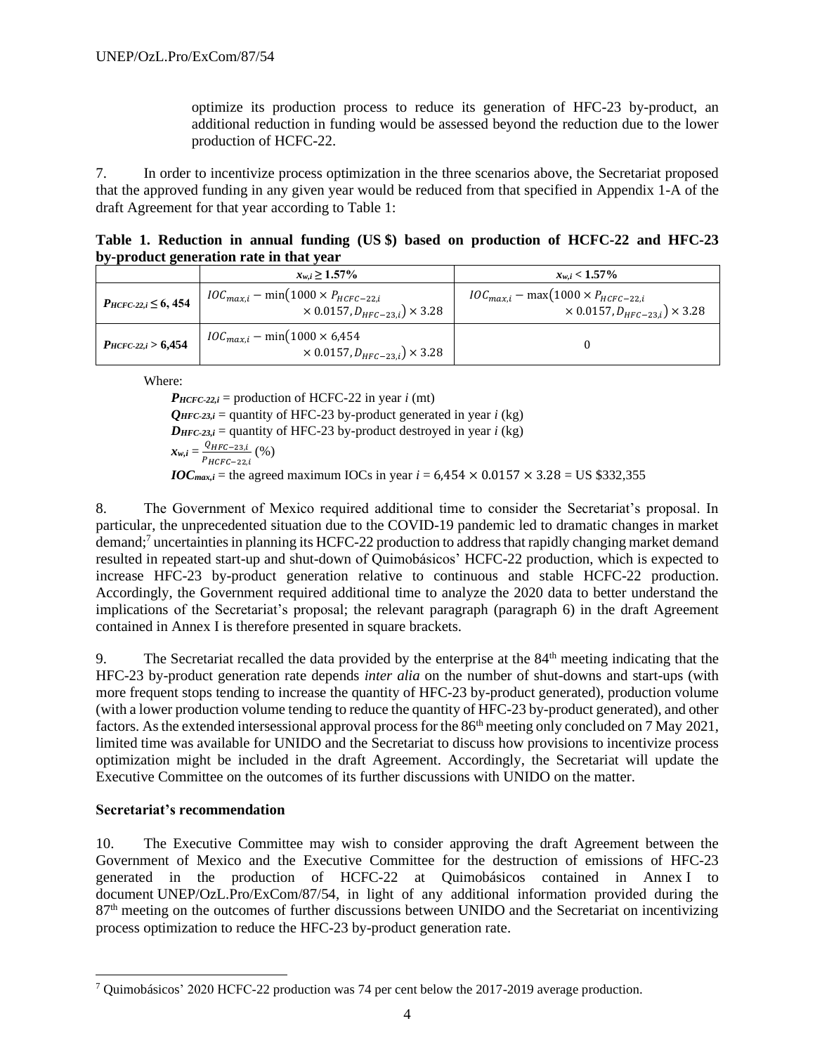optimize its production process to reduce its generation of HFC-23 by-product, an additional reduction in funding would be assessed beyond the reduction due to the lower production of HCFC-22.

7. In order to incentivize process optimization in the three scenarios above, the Secretariat proposed that the approved funding in any given year would be reduced from that specified in Appendix 1-A of the draft Agreement for that year according to Table 1:

**Table 1. Reduction in annual funding (US $) based on production of HCFC-22 and HFC-23 by-product generation rate in that year**

| | $x_{w,i} \geq 1.57\%$ | $x_{w,i} < 1.57\%$ |
|---|---|---|
| $P_{HCFC\text{-}22,i} \leq 6,454$ | $IOC_{max,i} - \min(1000 \times P_{HCFC-22,i} \times 0.0157, D_{HFC-23,i}) \times 3.28$ | $IOC_{max,i} - \max(1000 \times P_{HCFC-22,i} \times 0.0157, D_{HFC-23,i}) \times 3.28$ |
| $P_{HCFC\text{-}22,i} > 6,454$ | $IOC_{max,i} - \min(1000 \times 6,454 \times 0.0157, D_{HFC-23,i}) \times 3.28$ | 0 |

Where:

$P_{HCFC\text{-}22,i}$ = production of HCFC-22 in year *i* (mt)

$Q_{HFC\text{-}23,i}$ = quantity of HFC-23 by-product generated in year *i* (kg)

$D_{HFC\text{-}23,i}$ = quantity of HFC-23 by-product destroyed in year *i* (kg)

$x_{w,i} = \frac{Q_{HFC-23,i}}{P_{HCFC-22,i}}$ (%)

$IOC_{max,i}$ = the agreed maximum IOCs in year *i* = $6,454 \times 0.0157 \times 3.28$ = US $332,355

8. The Government of Mexico required additional time to consider the Secretariat's proposal. In particular, the unprecedented situation due to the COVID-19 pandemic led to dramatic changes in market demand;[7] uncertainties in planning its HCFC-22 production to address that rapidly changing market demand resulted in repeated start-up and shut-down of Quimobásicos' HCFC-22 production, which is expected to increase HFC-23 by-product generation relative to continuous and stable HCFC-22 production. Accordingly, the Government required additional time to analyze the 2020 data to better understand the implications of the Secretariat's proposal; the relevant paragraph (paragraph 6) in the draft Agreement contained in Annex I is therefore presented in square brackets.

9. The Secretariat recalled the data provided by the enterprise at the 84th meeting indicating that the HFC-23 by-product generation rate depends *inter alia* on the number of shut-downs and start-ups (with more frequent stops tending to increase the quantity of HFC-23 by-product generated), production volume (with a lower production volume tending to reduce the quantity of HFC-23 by-product generated), and other factors. As the extended intersessional approval process for the 86th meeting only concluded on 7 May 2021, limited time was available for UNIDO and the Secretariat to discuss how provisions to incentivize process optimization might be included in the draft Agreement. Accordingly, the Secretariat will update the Executive Committee on the outcomes of its further discussions with UNIDO on the matter.

**Secretariat's recommendation**

10. The Executive Committee may wish to consider approving the draft Agreement between the Government of Mexico and the Executive Committee for the destruction of emissions of HFC-23 generated in the production of HCFC-22 at Quimobásicos contained in Annex I to document UNEP/OzL.Pro/ExCom/87/54, in light of any additional information provided during the 87th meeting on the outcomes of further discussions between UNIDO and the Secretariat on incentivizing process optimization to reduce the HFC-23 by-product generation rate.

---

[7] Quimobásicos' 2020 HCFC-22 production was 74 per cent below the 2017-2019 average production.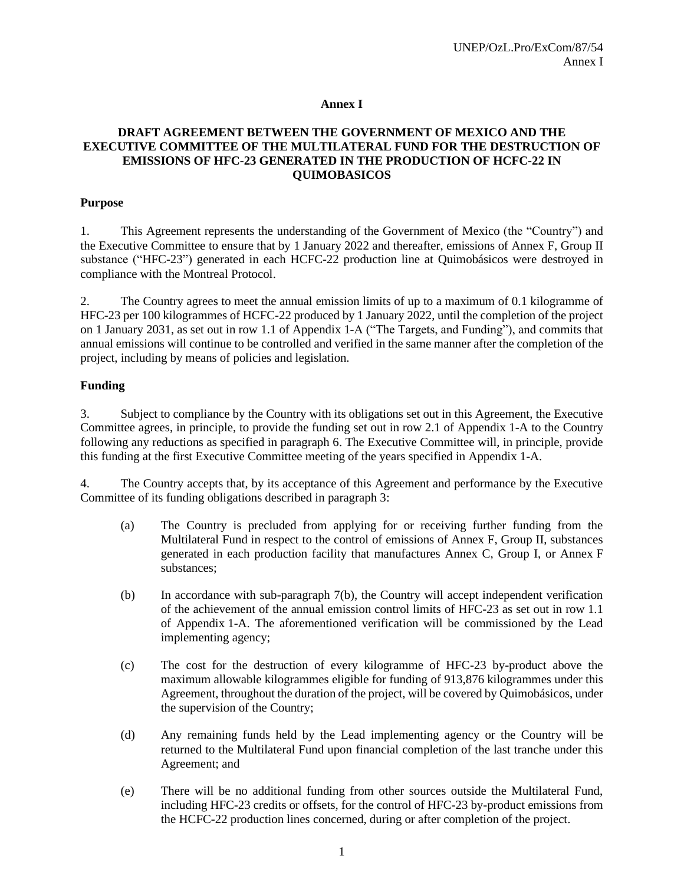# Annex I

## DRAFT AGREEMENT BETWEEN THE GOVERNMENT OF MEXICO AND THE EXECUTIVE COMMITTEE OF THE MULTILATERAL FUND FOR THE DESTRUCTION OF EMISSIONS OF HFC-23 GENERATED IN THE PRODUCTION OF HCFC-22 IN QUIMOBASICOS

### Purpose

1. This Agreement represents the understanding of the Government of Mexico (the "Country") and the Executive Committee to ensure that by 1 January 2022 and thereafter, emissions of Annex F, Group II substance ("HFC-23") generated in each HCFC-22 production line at Quimobásicos were destroyed in compliance with the Montreal Protocol.

2. The Country agrees to meet the annual emission limits of up to a maximum of 0.1 kilogramme of HFC-23 per 100 kilogrammes of HCFC-22 produced by 1 January 2022, until the completion of the project on 1 January 2031, as set out in row 1.1 of Appendix 1-A ("The Targets, and Funding"), and commits that annual emissions will continue to be controlled and verified in the same manner after the completion of the project, including by means of policies and legislation.

### Funding

3. Subject to compliance by the Country with its obligations set out in this Agreement, the Executive Committee agrees, in principle, to provide the funding set out in row 2.1 of Appendix 1-A to the Country following any reductions as specified in paragraph 6. The Executive Committee will, in principle, provide this funding at the first Executive Committee meeting of the years specified in Appendix 1-A.

4. The Country accepts that, by its acceptance of this Agreement and performance by the Executive Committee of its funding obligations described in paragraph 3:

   (a) The Country is precluded from applying for or receiving further funding from the Multilateral Fund in respect to the control of emissions of Annex F, Group II, substances generated in each production facility that manufactures Annex C, Group I, or Annex F substances;

   (b) In accordance with sub-paragraph 7(b), the Country will accept independent verification of the achievement of the annual emission control limits of HFC-23 as set out in row 1.1 of Appendix 1-A. The aforementioned verification will be commissioned by the Lead implementing agency;

   (c) The cost for the destruction of every kilogramme of HFC-23 by-product above the maximum allowable kilogrammes eligible for funding of 913,876 kilogrammes under this Agreement, throughout the duration of the project, will be covered by Quimobásicos, under the supervision of the Country;

   (d) Any remaining funds held by the Lead implementing agency or the Country will be returned to the Multilateral Fund upon financial completion of the last tranche under this Agreement; and

   (e) There will be no additional funding from other sources outside the Multilateral Fund, including HFC-23 credits or offsets, for the control of HFC-23 by-product emissions from the HCFC-22 production lines concerned, during or after completion of the project.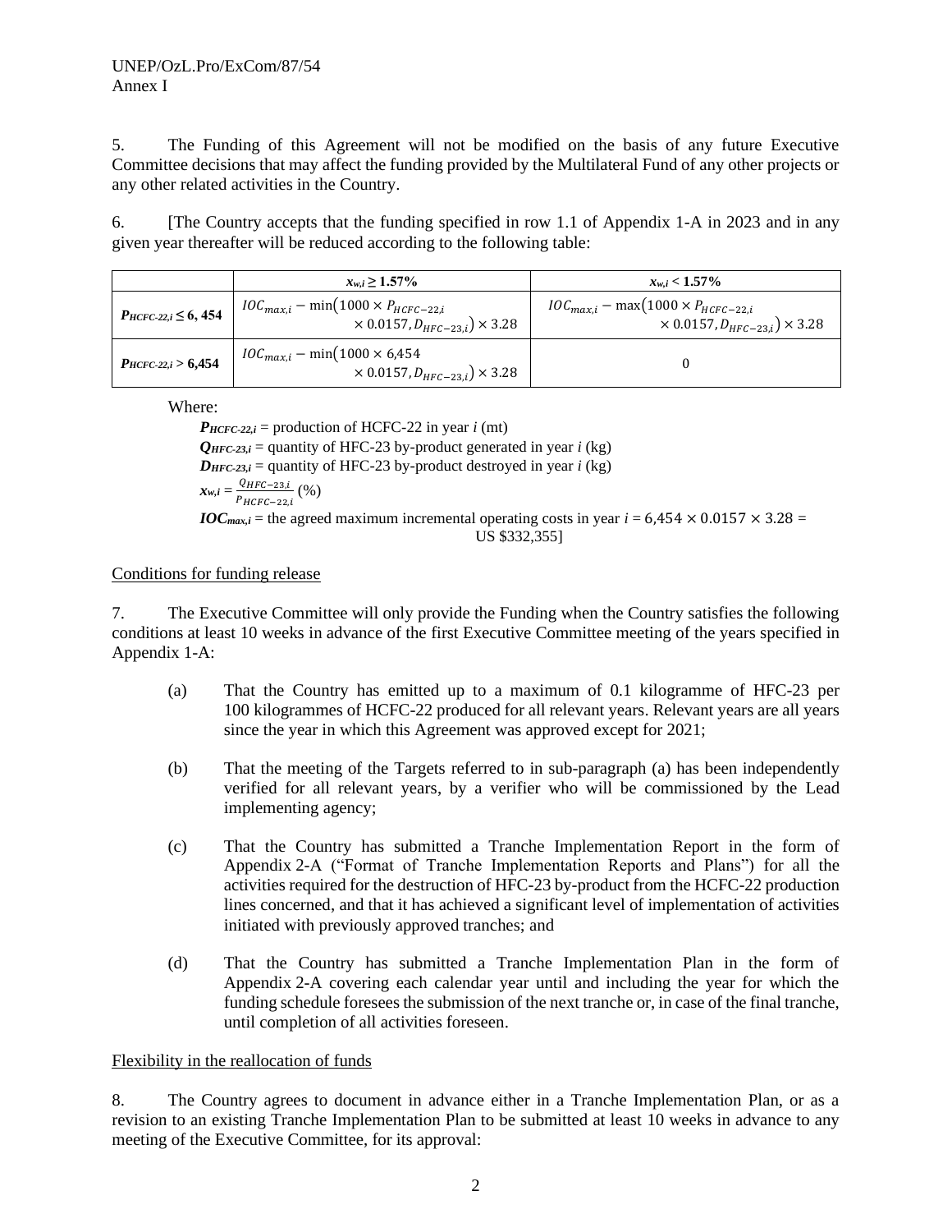5. The Funding of this Agreement will not be modified on the basis of any future Executive Committee decisions that may affect the funding provided by the Multilateral Fund of any other projects or any other related activities in the Country.

6. [The Country accepts that the funding specified in row 1.1 of Appendix 1-A in 2023 and in any given year thereafter will be reduced according to the following table:

| | $x_{w,i} \geq 1.57\%$ | $x_{w,i} < 1.57\%$ |
|---|---|---|
| $P_{HCFC\text{-}22,i} \leq 6,454$ | $IOC_{max,i} - \min(1000 \times P_{HCFC-22,i} \times 0.0157, D_{HFC-23,i}) \times 3.28$ | $IOC_{max,i} - \max(1000 \times P_{HCFC-22,i} \times 0.0157, D_{HFC-23,i}) \times 3.28$ |
| $P_{HCFC\text{-}22,i} > 6,454$ | $IOC_{max,i} - \min(1000 \times 6,454 \times 0.0157, D_{HFC-23,i}) \times 3.28$ | 0 |

Where:

$P_{HCFC\text{-}22,i}$ = production of HCFC-22 in year $i$ (mt)

$Q_{HFC\text{-}23,i}$ = quantity of HFC-23 by-product generated in year $i$ (kg)

$D_{HFC\text{-}23,i}$ = quantity of HFC-23 by-product destroyed in year $i$ (kg)

$x_{w,i} = \frac{Q_{HFC-23,i}}{P_{HCFC-22,i}}$ (%)

$IOC_{max,i}$ = the agreed maximum incremental operating costs in year $i$ = $6,454 \times 0.0157 \times 3.28$ = US $332,355]

Conditions for funding release

7. The Executive Committee will only provide the Funding when the Country satisfies the following conditions at least 10 weeks in advance of the first Executive Committee meeting of the years specified in Appendix 1-A:

(a) That the Country has emitted up to a maximum of 0.1 kilogramme of HFC-23 per 100 kilogrammes of HCFC-22 produced for all relevant years. Relevant years are all years since the year in which this Agreement was approved except for 2021;

(b) That the meeting of the Targets referred to in sub-paragraph (a) has been independently verified for all relevant years, by a verifier who will be commissioned by the Lead implementing agency;

(c) That the Country has submitted a Tranche Implementation Report in the form of Appendix 2-A ("Format of Tranche Implementation Reports and Plans") for all the activities required for the destruction of HFC-23 by-product from the HCFC-22 production lines concerned, and that it has achieved a significant level of implementation of activities initiated with previously approved tranches; and

(d) That the Country has submitted a Tranche Implementation Plan in the form of Appendix 2-A covering each calendar year until and including the year for which the funding schedule foresees the submission of the next tranche or, in case of the final tranche, until completion of all activities foreseen.

Flexibility in the reallocation of funds

8. The Country agrees to document in advance either in a Tranche Implementation Plan, or as a revision to an existing Tranche Implementation Plan to be submitted at least 10 weeks in advance to any meeting of the Executive Committee, for its approval: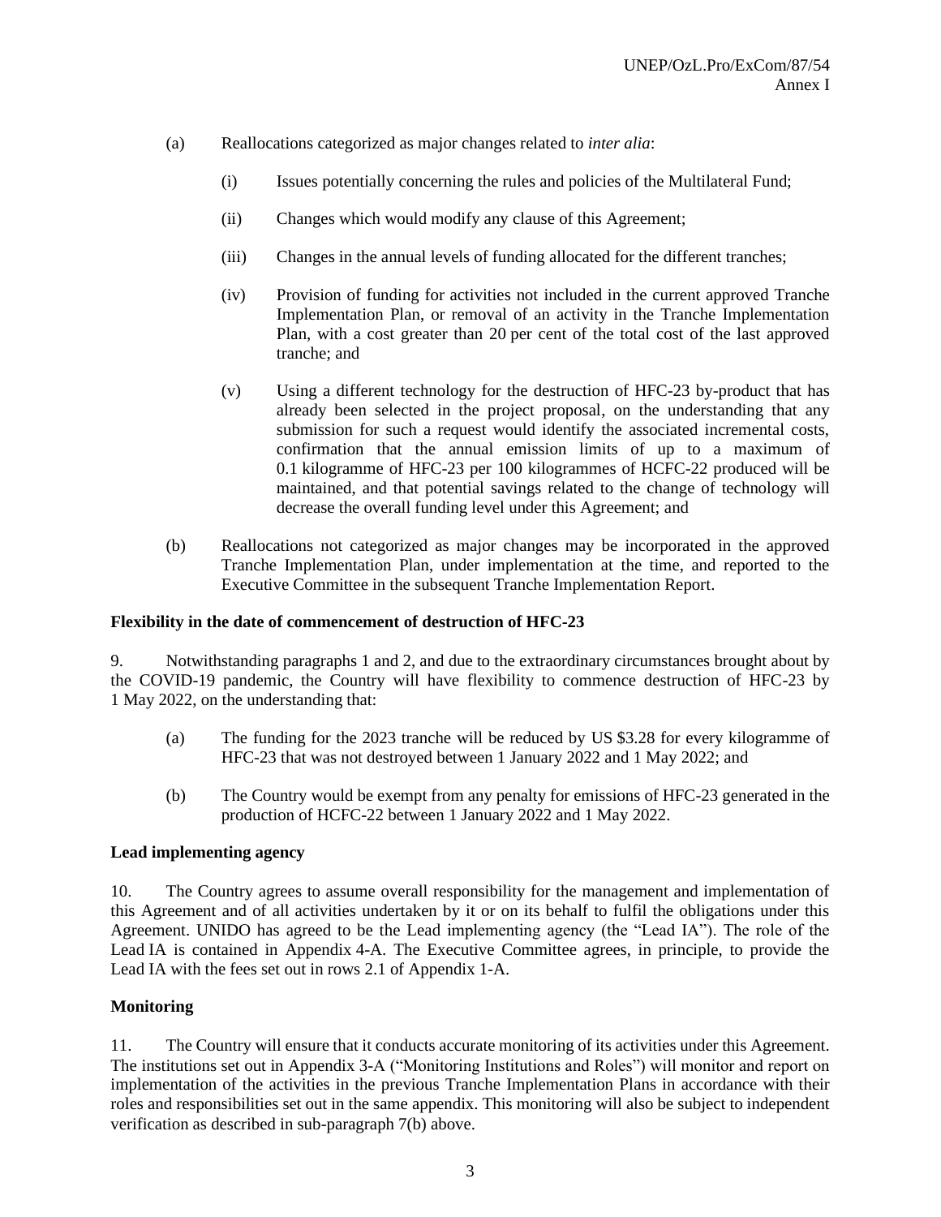(a) Reallocations categorized as major changes related to *inter alia*:

    (i) Issues potentially concerning the rules and policies of the Multilateral Fund;

    (ii) Changes which would modify any clause of this Agreement;

    (iii) Changes in the annual levels of funding allocated for the different tranches;

    (iv) Provision of funding for activities not included in the current approved Tranche Implementation Plan, or removal of an activity in the Tranche Implementation Plan, with a cost greater than 20 per cent of the total cost of the last approved tranche; and

    (v) Using a different technology for the destruction of HFC-23 by-product that has already been selected in the project proposal, on the understanding that any submission for such a request would identify the associated incremental costs, confirmation that the annual emission limits of up to a maximum of 0.1 kilogramme of HFC-23 per 100 kilogrammes of HCFC-22 produced will be maintained, and that potential savings related to the change of technology will decrease the overall funding level under this Agreement; and

(b) Reallocations not categorized as major changes may be incorporated in the approved Tranche Implementation Plan, under implementation at the time, and reported to the Executive Committee in the subsequent Tranche Implementation Report.

**Flexibility in the date of commencement of destruction of HFC-23**

9. Notwithstanding paragraphs 1 and 2, and due to the extraordinary circumstances brought about by the COVID-19 pandemic, the Country will have flexibility to commence destruction of HFC-23 by 1 May 2022, on the understanding that:

(a) The funding for the 2023 tranche will be reduced by US $3.28 for every kilogramme of HFC-23 that was not destroyed between 1 January 2022 and 1 May 2022; and

(b) The Country would be exempt from any penalty for emissions of HFC-23 generated in the production of HCFC-22 between 1 January 2022 and 1 May 2022.

**Lead implementing agency**

10. The Country agrees to assume overall responsibility for the management and implementation of this Agreement and of all activities undertaken by it or on its behalf to fulfil the obligations under this Agreement. UNIDO has agreed to be the Lead implementing agency (the "Lead IA"). The role of the Lead IA is contained in Appendix 4-A. The Executive Committee agrees, in principle, to provide the Lead IA with the fees set out in rows 2.1 of Appendix 1-A.

**Monitoring**

11. The Country will ensure that it conducts accurate monitoring of its activities under this Agreement. The institutions set out in Appendix 3-A ("Monitoring Institutions and Roles") will monitor and report on implementation of the activities in the previous Tranche Implementation Plans in accordance with their roles and responsibilities set out in the same appendix. This monitoring will also be subject to independent verification as described in sub-paragraph 7(b) above.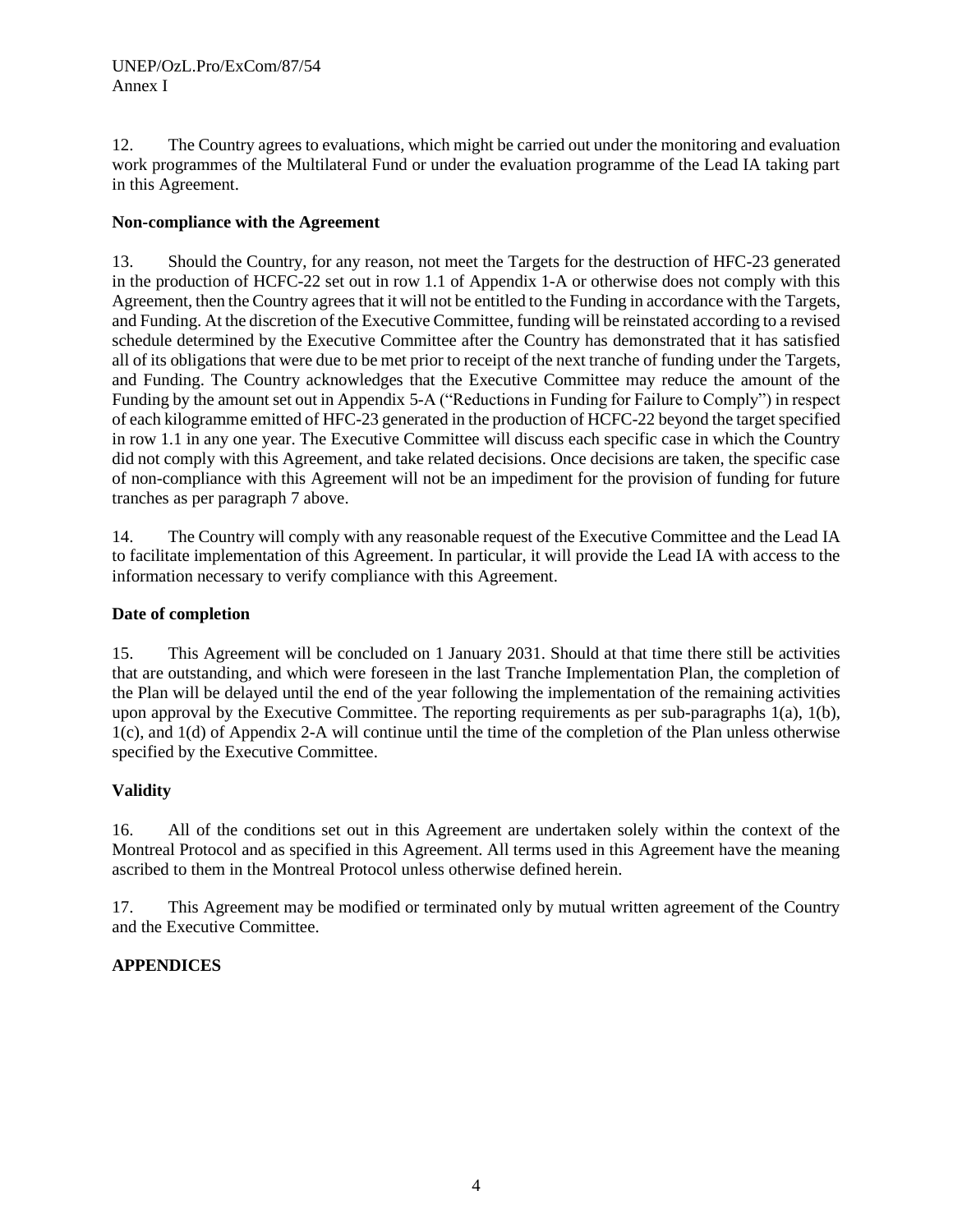12. The Country agrees to evaluations, which might be carried out under the monitoring and evaluation work programmes of the Multilateral Fund or under the evaluation programme of the Lead IA taking part in this Agreement.

**Non-compliance with the Agreement**

13. Should the Country, for any reason, not meet the Targets for the destruction of HFC-23 generated in the production of HCFC-22 set out in row 1.1 of Appendix 1-A or otherwise does not comply with this Agreement, then the Country agrees that it will not be entitled to the Funding in accordance with the Targets, and Funding. At the discretion of the Executive Committee, funding will be reinstated according to a revised schedule determined by the Executive Committee after the Country has demonstrated that it has satisfied all of its obligations that were due to be met prior to receipt of the next tranche of funding under the Targets, and Funding. The Country acknowledges that the Executive Committee may reduce the amount of the Funding by the amount set out in Appendix 5-A ("Reductions in Funding for Failure to Comply") in respect of each kilogramme emitted of HFC-23 generated in the production of HCFC-22 beyond the target specified in row 1.1 in any one year. The Executive Committee will discuss each specific case in which the Country did not comply with this Agreement, and take related decisions. Once decisions are taken, the specific case of non-compliance with this Agreement will not be an impediment for the provision of funding for future tranches as per paragraph 7 above.

14. The Country will comply with any reasonable request of the Executive Committee and the Lead IA to facilitate implementation of this Agreement. In particular, it will provide the Lead IA with access to the information necessary to verify compliance with this Agreement.

**Date of completion**

15. This Agreement will be concluded on 1 January 2031. Should at that time there still be activities that are outstanding, and which were foreseen in the last Tranche Implementation Plan, the completion of the Plan will be delayed until the end of the year following the implementation of the remaining activities upon approval by the Executive Committee. The reporting requirements as per sub-paragraphs 1(a), 1(b), 1(c), and 1(d) of Appendix 2-A will continue until the time of the completion of the Plan unless otherwise specified by the Executive Committee.

**Validity**

16. All of the conditions set out in this Agreement are undertaken solely within the context of the Montreal Protocol and as specified in this Agreement. All terms used in this Agreement have the meaning ascribed to them in the Montreal Protocol unless otherwise defined herein.

17. This Agreement may be modified or terminated only by mutual written agreement of the Country and the Executive Committee.

**APPENDICES**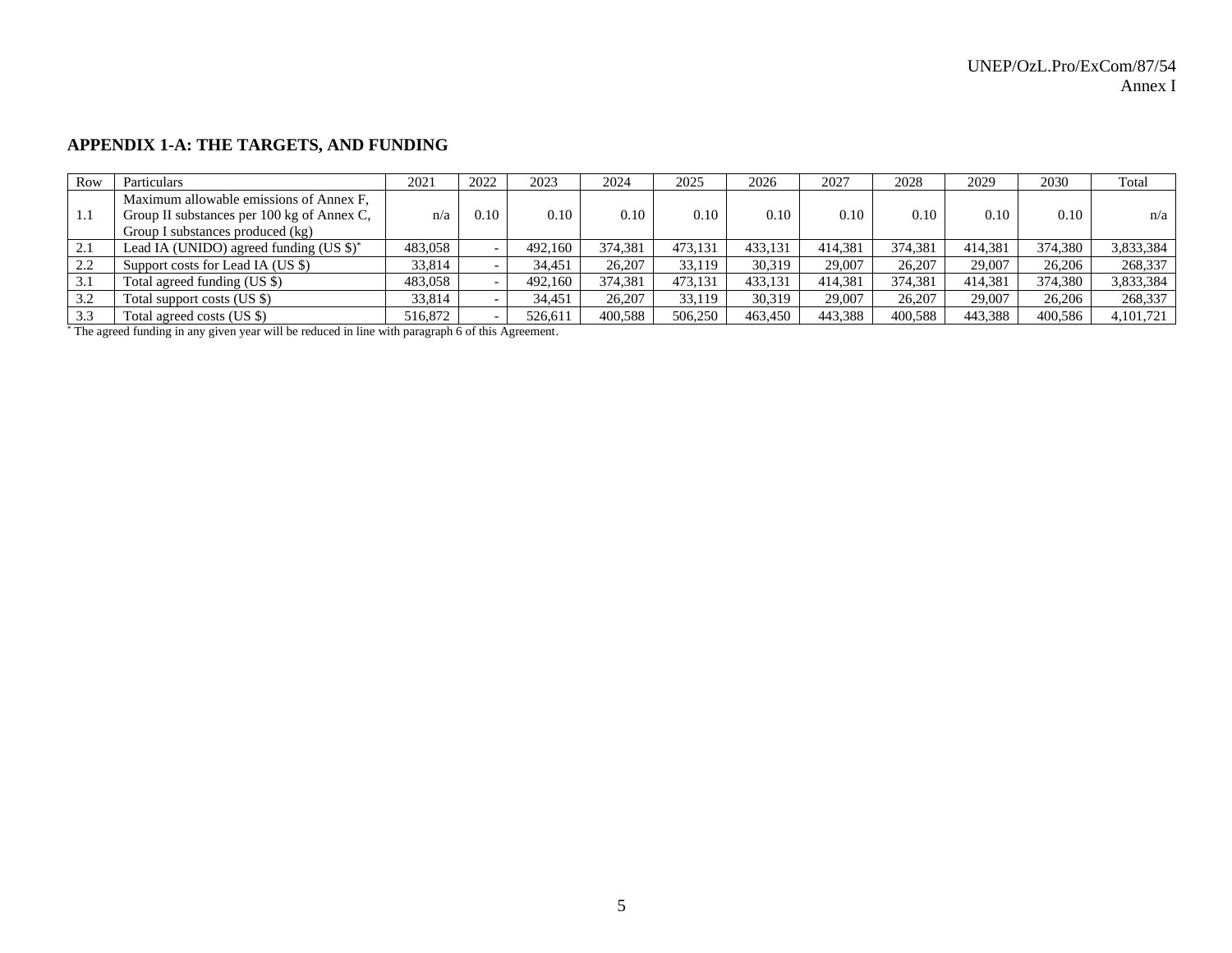## APPENDIX 1-A: THE TARGETS, AND FUNDING

| Row | Particulars | 2021 | 2022 | 2023 | 2024 | 2025 | 2026 | 2027 | 2028 | 2029 | 2030 | Total |
|---|---|---|---|---|---|---|---|---|---|---|---|---|
| 1.1 | Maximum allowable emissions of Annex F, Group II substances per 100 kg of Annex C, Group I substances produced (kg) | n/a | 0.10 | 0.10 | 0.10 | 0.10 | 0.10 | 0.10 | 0.10 | 0.10 | 0.10 | n/a |
| 2.1 | Lead IA (UNIDO) agreed funding (US $)* | 483,058 | - | 492,160 | 374,381 | 473,131 | 433,131 | 414,381 | 374,381 | 414,381 | 374,380 | 3,833,384 |
| 2.2 | Support costs for Lead IA (US $) | 33,814 | - | 34,451 | 26,207 | 33,119 | 30,319 | 29,007 | 26,207 | 29,007 | 26,206 | 268,337 |
| 3.1 | Total agreed funding (US $) | 483,058 | - | 492,160 | 374,381 | 473,131 | 433,131 | 414,381 | 374,381 | 414,381 | 374,380 | 3,833,384 |
| 3.2 | Total support costs (US $) | 33,814 | - | 34,451 | 26,207 | 33,119 | 30,319 | 29,007 | 26,207 | 29,007 | 26,206 | 268,337 |
| 3.3 | Total agreed costs (US $) | 516,872 | - | 526,611 | 400,588 | 506,250 | 463,450 | 443,388 | 400,588 | 443,388 | 400,586 | 4,101,721 |

* The agreed funding in any given year will be reduced in line with paragraph 6 of this Agreement.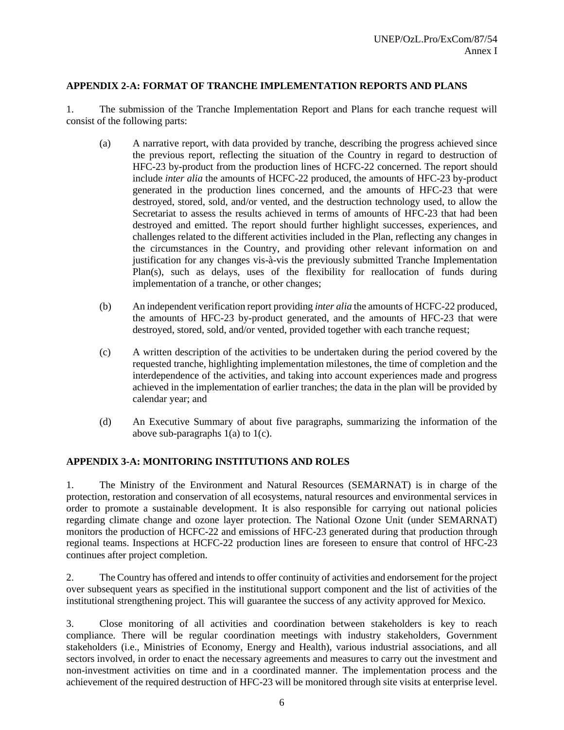**APPENDIX 2-A: FORMAT OF TRANCHE IMPLEMENTATION REPORTS AND PLANS**

1. The submission of the Tranche Implementation Report and Plans for each tranche request will consist of the following parts:

(a) A narrative report, with data provided by tranche, describing the progress achieved since the previous report, reflecting the situation of the Country in regard to destruction of HFC-23 by-product from the production lines of HCFC-22 concerned. The report should include *inter alia* the amounts of HCFC-22 produced, the amounts of HFC-23 by-product generated in the production lines concerned, and the amounts of HFC-23 that were destroyed, stored, sold, and/or vented, and the destruction technology used, to allow the Secretariat to assess the results achieved in terms of amounts of HFC-23 that had been destroyed and emitted. The report should further highlight successes, experiences, and challenges related to the different activities included in the Plan, reflecting any changes in the circumstances in the Country, and providing other relevant information on and justification for any changes vis-à-vis the previously submitted Tranche Implementation Plan(s), such as delays, uses of the flexibility for reallocation of funds during implementation of a tranche, or other changes;

(b) An independent verification report providing *inter alia* the amounts of HCFC-22 produced, the amounts of HFC-23 by-product generated, and the amounts of HFC-23 that were destroyed, stored, sold, and/or vented, provided together with each tranche request;

(c) A written description of the activities to be undertaken during the period covered by the requested tranche, highlighting implementation milestones, the time of completion and the interdependence of the activities, and taking into account experiences made and progress achieved in the implementation of earlier tranches; the data in the plan will be provided by calendar year; and

(d) An Executive Summary of about five paragraphs, summarizing the information of the above sub-paragraphs 1(a) to 1(c).

**APPENDIX 3-A: MONITORING INSTITUTIONS AND ROLES**

1. The Ministry of the Environment and Natural Resources (SEMARNAT) is in charge of the protection, restoration and conservation of all ecosystems, natural resources and environmental services in order to promote a sustainable development. It is also responsible for carrying out national policies regarding climate change and ozone layer protection. The National Ozone Unit (under SEMARNAT) monitors the production of HCFC-22 and emissions of HFC-23 generated during that production through regional teams. Inspections at HCFC-22 production lines are foreseen to ensure that control of HFC-23 continues after project completion.

2. The Country has offered and intends to offer continuity of activities and endorsement for the project over subsequent years as specified in the institutional support component and the list of activities of the institutional strengthening project. This will guarantee the success of any activity approved for Mexico.

3. Close monitoring of all activities and coordination between stakeholders is key to reach compliance. There will be regular coordination meetings with industry stakeholders, Government stakeholders (i.e., Ministries of Economy, Energy and Health), various industrial associations, and all sectors involved, in order to enact the necessary agreements and measures to carry out the investment and non-investment activities on time and in a coordinated manner. The implementation process and the achievement of the required destruction of HFC-23 will be monitored through site visits at enterprise level.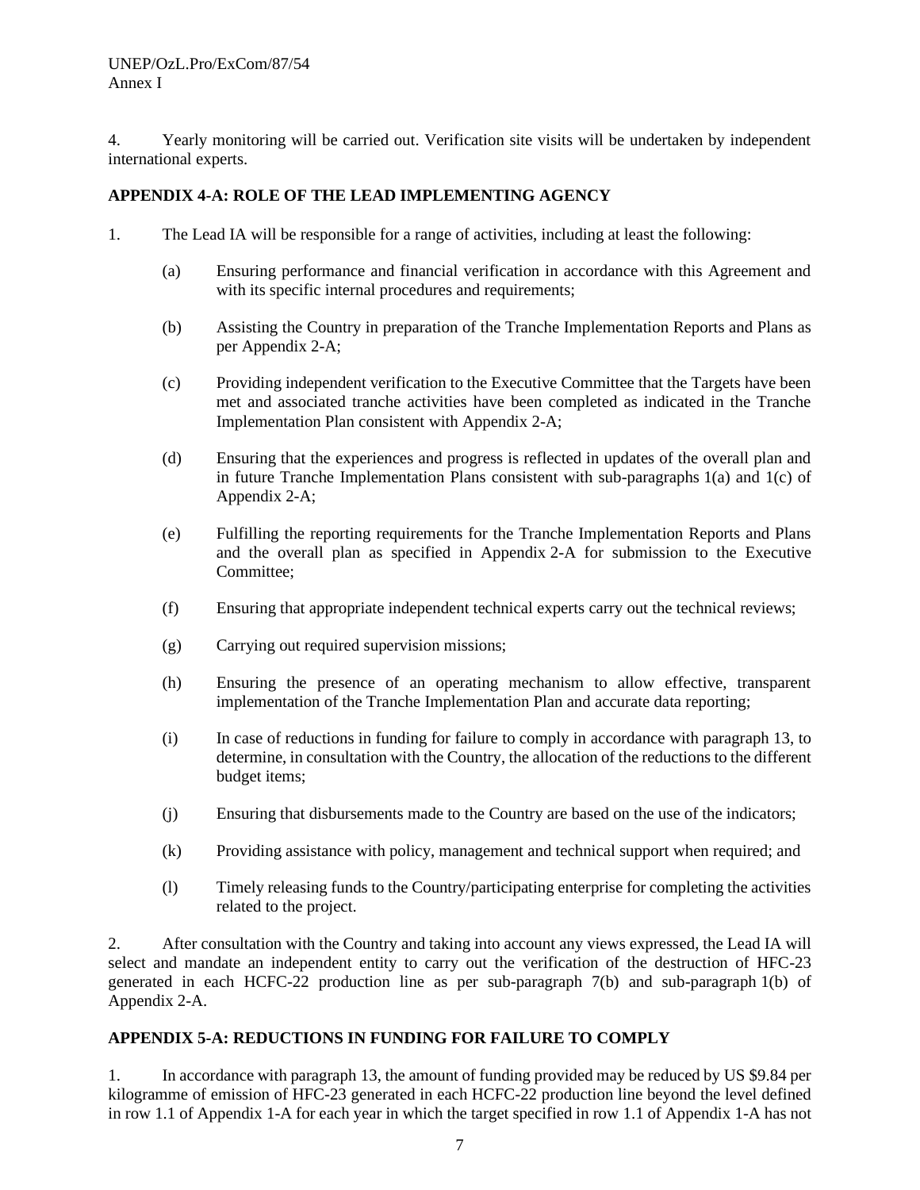4. Yearly monitoring will be carried out. Verification site visits will be undertaken by independent international experts.

## APPENDIX 4-A: ROLE OF THE LEAD IMPLEMENTING AGENCY

1. The Lead IA will be responsible for a range of activities, including at least the following:

   (a) Ensuring performance and financial verification in accordance with this Agreement and with its specific internal procedures and requirements;

   (b) Assisting the Country in preparation of the Tranche Implementation Reports and Plans as per Appendix 2-A;

   (c) Providing independent verification to the Executive Committee that the Targets have been met and associated tranche activities have been completed as indicated in the Tranche Implementation Plan consistent with Appendix 2-A;

   (d) Ensuring that the experiences and progress is reflected in updates of the overall plan and in future Tranche Implementation Plans consistent with sub-paragraphs 1(a) and 1(c) of Appendix 2-A;

   (e) Fulfilling the reporting requirements for the Tranche Implementation Reports and Plans and the overall plan as specified in Appendix 2-A for submission to the Executive Committee;

   (f) Ensuring that appropriate independent technical experts carry out the technical reviews;

   (g) Carrying out required supervision missions;

   (h) Ensuring the presence of an operating mechanism to allow effective, transparent implementation of the Tranche Implementation Plan and accurate data reporting;

   (i) In case of reductions in funding for failure to comply in accordance with paragraph 13, to determine, in consultation with the Country, the allocation of the reductions to the different budget items;

   (j) Ensuring that disbursements made to the Country are based on the use of the indicators;

   (k) Providing assistance with policy, management and technical support when required; and

   (l) Timely releasing funds to the Country/participating enterprise for completing the activities related to the project.

2. After consultation with the Country and taking into account any views expressed, the Lead IA will select and mandate an independent entity to carry out the verification of the destruction of HFC-23 generated in each HCFC-22 production line as per sub-paragraph 7(b) and sub-paragraph 1(b) of Appendix 2-A.

## APPENDIX 5-A: REDUCTIONS IN FUNDING FOR FAILURE TO COMPLY

1. In accordance with paragraph 13, the amount of funding provided may be reduced by US $9.84 per kilogramme of emission of HFC-23 generated in each HCFC-22 production line beyond the level defined in row 1.1 of Appendix 1-A for each year in which the target specified in row 1.1 of Appendix 1-A has not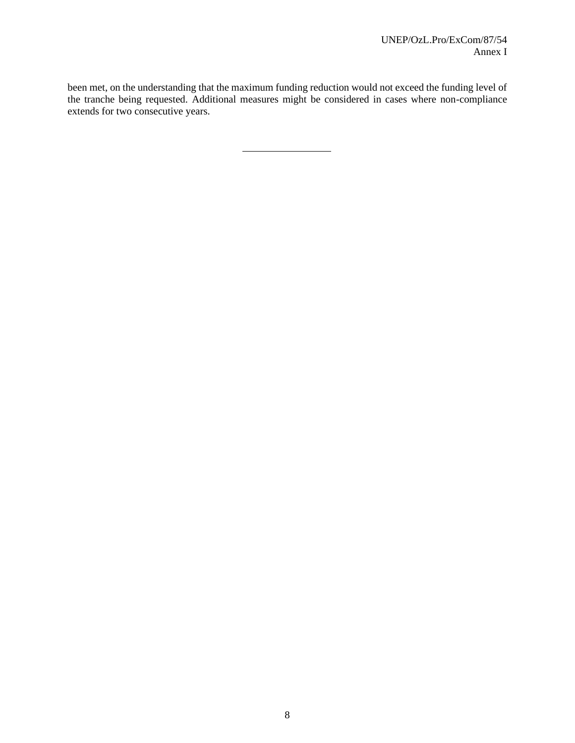been met, on the understanding that the maximum funding reduction would not exceed the funding level of the tranche being requested. Additional measures might be considered in cases where non-compliance extends for two consecutive years.

---